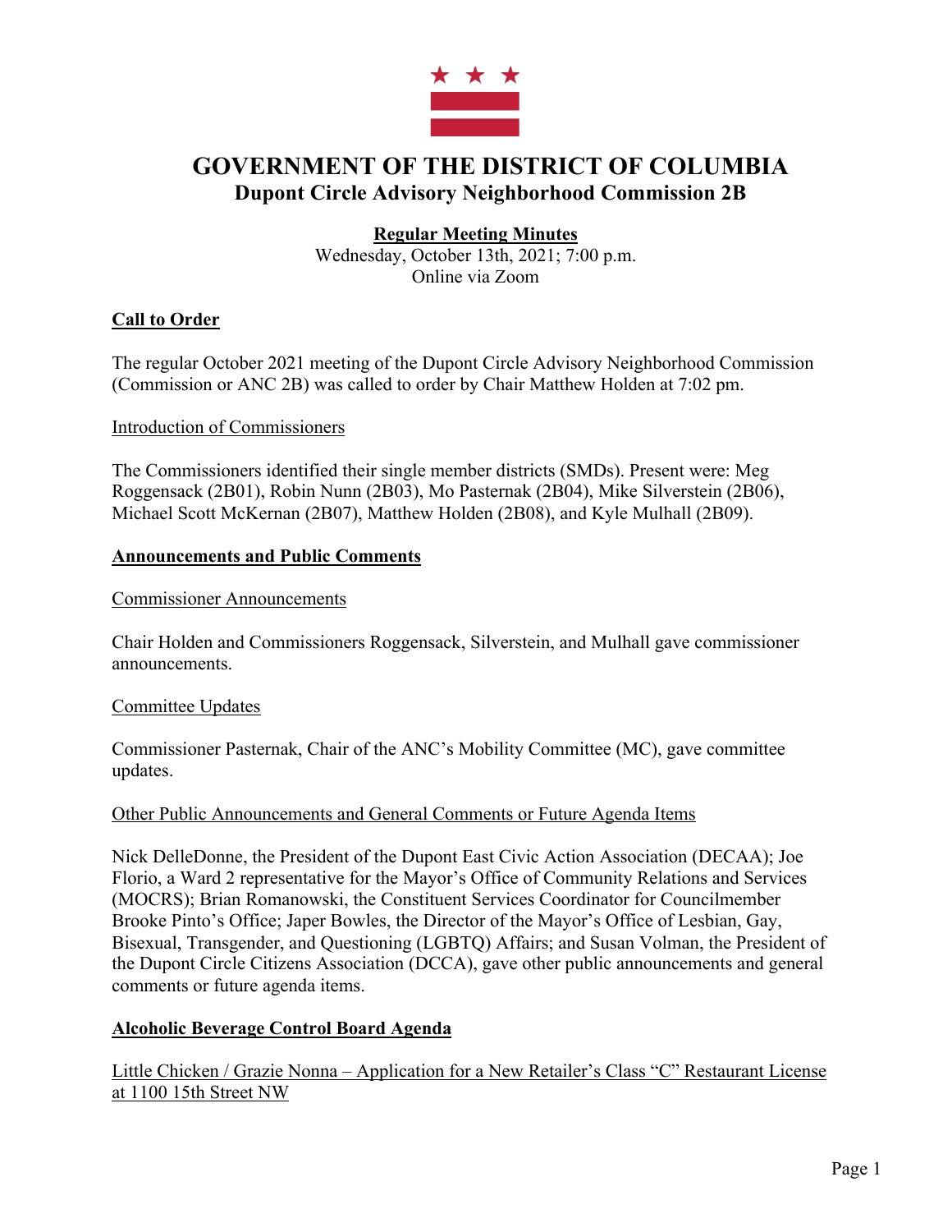# GOVERNMENT OF THE DISTRICT OF COLUMBIA

## Dupont Circle Advisory Neighborhood Commission 2B

**Regular Meeting Minutes**

Wednesday, October 13th, 2021; 7:00 p.m.

Online via Zoom

### Call to Order

The regular October 2021 meeting of the Dupont Circle Advisory Neighborhood Commission (Commission or ANC 2B) was called to order by Chair Matthew Holden at 7:02 pm.

#### Introduction of Commissioners

The Commissioners identified their single member districts (SMDs). Present were: Meg Roggensack (2B01), Robin Nunn (2B03), Mo Pasternak (2B04), Mike Silverstein (2B06), Michael Scott McKernan (2B07), Matthew Holden (2B08), and Kyle Mulhall (2B09).

### Announcements and Public Comments

#### Commissioner Announcements

Chair Holden and Commissioners Roggensack, Silverstein, and Mulhall gave commissioner announcements.

#### Committee Updates

Commissioner Pasternak, Chair of the ANC's Mobility Committee (MC), gave committee updates.

#### Other Public Announcements and General Comments or Future Agenda Items

Nick DelleDonne, the President of the Dupont East Civic Action Association (DECAA); Joe Florio, a Ward 2 representative for the Mayor's Office of Community Relations and Services (MOCRS); Brian Romanowski, the Constituent Services Coordinator for Councilmember Brooke Pinto's Office; Japer Bowles, the Director of the Mayor's Office of Lesbian, Gay, Bisexual, Transgender, and Questioning (LGBTQ) Affairs; and Susan Volman, the President of the Dupont Circle Citizens Association (DCCA), gave other public announcements and general comments or future agenda items.

### Alcoholic Beverage Control Board Agenda

#### Little Chicken / Grazie Nonna – Application for a New Retailer's Class "C" Restaurant License at 1100 15th Street NW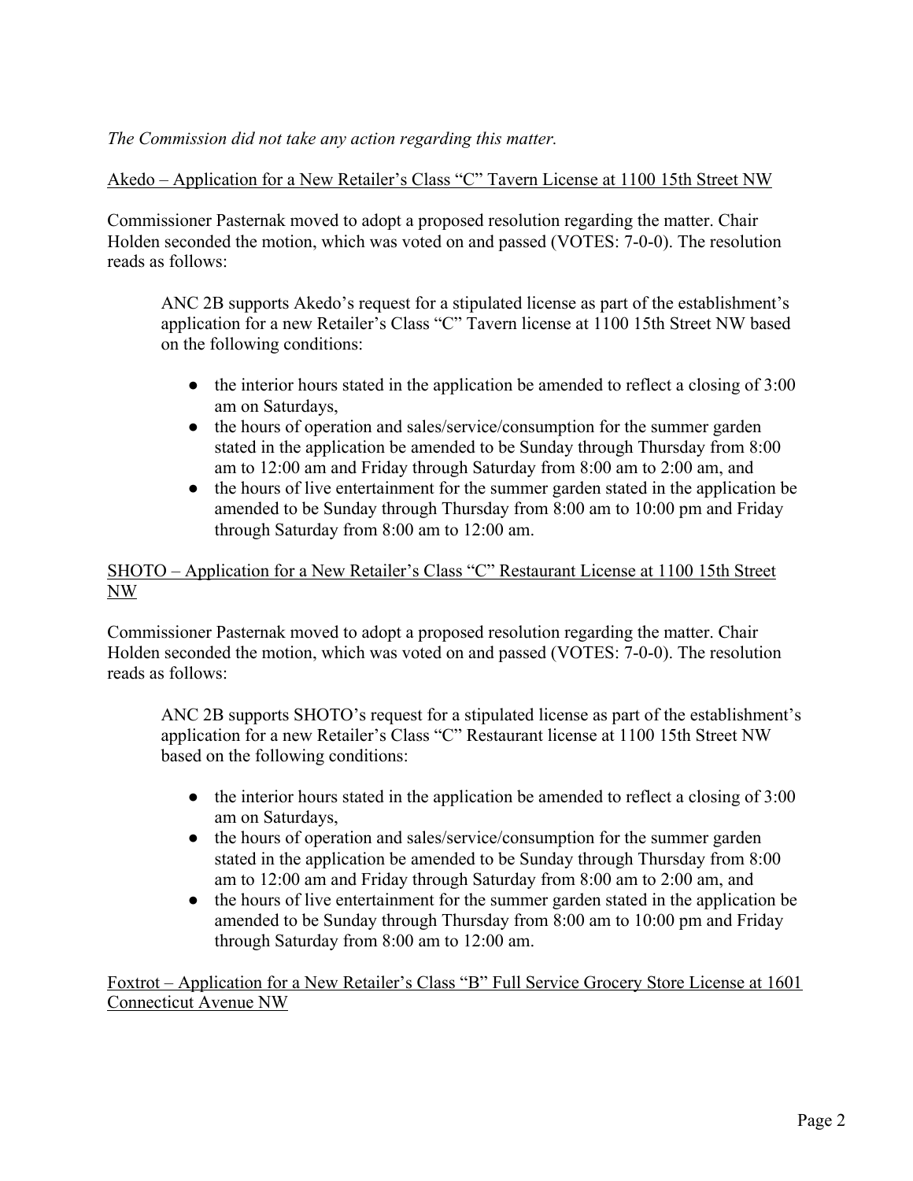*The Commission did not take any action regarding this matter.*

Akedo – Application for a New Retailer's Class "C" Tavern License at 1100 15th Street NW

Commissioner Pasternak moved to adopt a proposed resolution regarding the matter. Chair Holden seconded the motion, which was voted on and passed (VOTES: 7-0-0). The resolution reads as follows:

> ANC 2B supports Akedo's request for a stipulated license as part of the establishment's application for a new Retailer's Class "C" Tavern license at 1100 15th Street NW based on the following conditions:
>
> - the interior hours stated in the application be amended to reflect a closing of 3:00 am on Saturdays,
> - the hours of operation and sales/service/consumption for the summer garden stated in the application be amended to be Sunday through Thursday from 8:00 am to 12:00 am and Friday through Saturday from 8:00 am to 2:00 am, and
> - the hours of live entertainment for the summer garden stated in the application be amended to be Sunday through Thursday from 8:00 am to 10:00 pm and Friday through Saturday from 8:00 am to 12:00 am.

SHOTO – Application for a New Retailer's Class "C" Restaurant License at 1100 15th Street NW

Commissioner Pasternak moved to adopt a proposed resolution regarding the matter. Chair Holden seconded the motion, which was voted on and passed (VOTES: 7-0-0). The resolution reads as follows:

> ANC 2B supports SHOTO's request for a stipulated license as part of the establishment's application for a new Retailer's Class "C" Restaurant license at 1100 15th Street NW based on the following conditions:
>
> - the interior hours stated in the application be amended to reflect a closing of 3:00 am on Saturdays,
> - the hours of operation and sales/service/consumption for the summer garden stated in the application be amended to be Sunday through Thursday from 8:00 am to 12:00 am and Friday through Saturday from 8:00 am to 2:00 am, and
> - the hours of live entertainment for the summer garden stated in the application be amended to be Sunday through Thursday from 8:00 am to 10:00 pm and Friday through Saturday from 8:00 am to 12:00 am.

Foxtrot – Application for a New Retailer's Class "B" Full Service Grocery Store License at 1601 Connecticut Avenue NW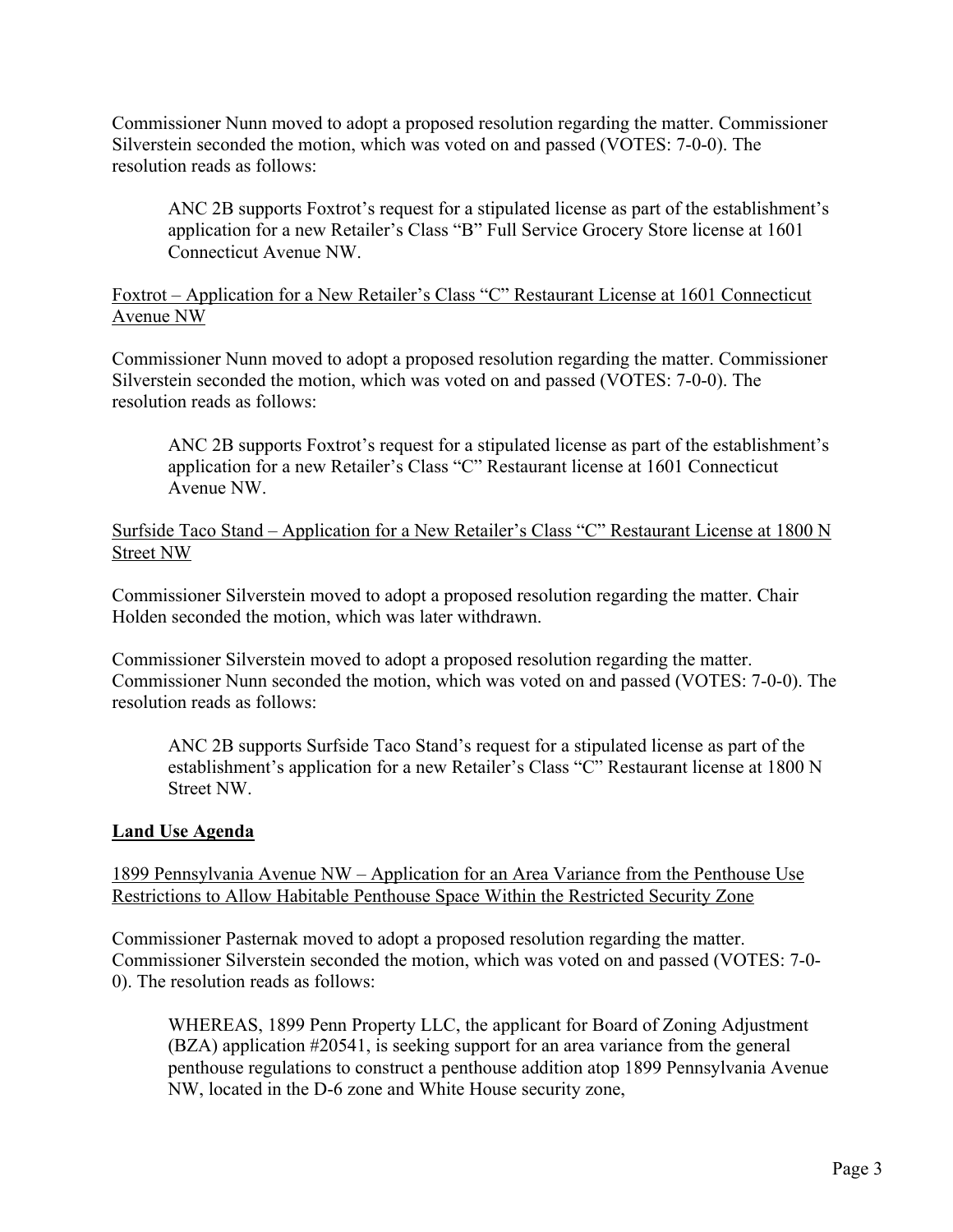Commissioner Nunn moved to adopt a proposed resolution regarding the matter. Commissioner Silverstein seconded the motion, which was voted on and passed (VOTES: 7-0-0). The resolution reads as follows:

> ANC 2B supports Foxtrot's request for a stipulated license as part of the establishment's application for a new Retailer's Class "B" Full Service Grocery Store license at 1601 Connecticut Avenue NW.

<u>Foxtrot – Application for a New Retailer's Class "C" Restaurant License at 1601 Connecticut Avenue NW</u>

Commissioner Nunn moved to adopt a proposed resolution regarding the matter. Commissioner Silverstein seconded the motion, which was voted on and passed (VOTES: 7-0-0). The resolution reads as follows:

> ANC 2B supports Foxtrot's request for a stipulated license as part of the establishment's application for a new Retailer's Class "C" Restaurant license at 1601 Connecticut Avenue NW.

<u>Surfside Taco Stand – Application for a New Retailer's Class "C" Restaurant License at 1800 N Street NW</u>

Commissioner Silverstein moved to adopt a proposed resolution regarding the matter. Chair Holden seconded the motion, which was later withdrawn.

Commissioner Silverstein moved to adopt a proposed resolution regarding the matter. Commissioner Nunn seconded the motion, which was voted on and passed (VOTES: 7-0-0). The resolution reads as follows:

> ANC 2B supports Surfside Taco Stand's request for a stipulated license as part of the establishment's application for a new Retailer's Class "C" Restaurant license at 1800 N Street NW.

## **<u>Land Use Agenda</u>**

<u>1899 Pennsylvania Avenue NW – Application for an Area Variance from the Penthouse Use Restrictions to Allow Habitable Penthouse Space Within the Restricted Security Zone</u>

Commissioner Pasternak moved to adopt a proposed resolution regarding the matter. Commissioner Silverstein seconded the motion, which was voted on and passed (VOTES: 7-0-0). The resolution reads as follows:

> WHEREAS, 1899 Penn Property LLC, the applicant for Board of Zoning Adjustment (BZA) application #20541, is seeking support for an area variance from the general penthouse regulations to construct a penthouse addition atop 1899 Pennsylvania Avenue NW, located in the D-6 zone and White House security zone,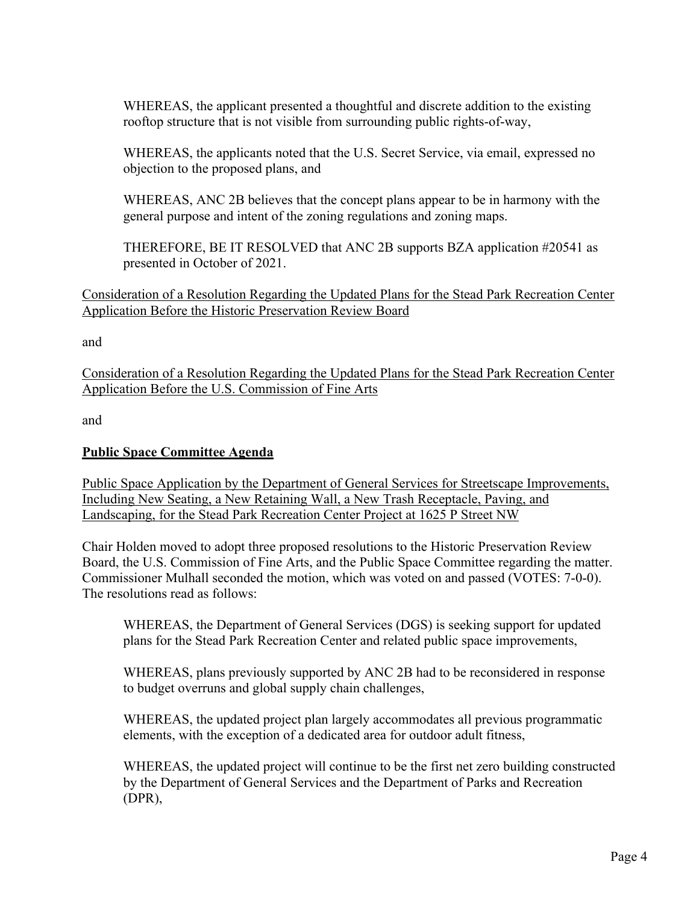WHEREAS, the applicant presented a thoughtful and discrete addition to the existing rooftop structure that is not visible from surrounding public rights-of-way,

WHEREAS, the applicants noted that the U.S. Secret Service, via email, expressed no objection to the proposed plans, and

WHEREAS, ANC 2B believes that the concept plans appear to be in harmony with the general purpose and intent of the zoning regulations and zoning maps.

THEREFORE, BE IT RESOLVED that ANC 2B supports BZA application #20541 as presented in October of 2021.

Consideration of a Resolution Regarding the Updated Plans for the Stead Park Recreation Center Application Before the Historic Preservation Review Board

and

Consideration of a Resolution Regarding the Updated Plans for the Stead Park Recreation Center Application Before the U.S. Commission of Fine Arts

and

**Public Space Committee Agenda**

Public Space Application by the Department of General Services for Streetscape Improvements, Including New Seating, a New Retaining Wall, a New Trash Receptacle, Paving, and Landscaping, for the Stead Park Recreation Center Project at 1625 P Street NW

Chair Holden moved to adopt three proposed resolutions to the Historic Preservation Review Board, the U.S. Commission of Fine Arts, and the Public Space Committee regarding the matter. Commissioner Mulhall seconded the motion, which was voted on and passed (VOTES: 7-0-0). The resolutions read as follows:

WHEREAS, the Department of General Services (DGS) is seeking support for updated plans for the Stead Park Recreation Center and related public space improvements,

WHEREAS, plans previously supported by ANC 2B had to be reconsidered in response to budget overruns and global supply chain challenges,

WHEREAS, the updated project plan largely accommodates all previous programmatic elements, with the exception of a dedicated area for outdoor adult fitness,

WHEREAS, the updated project will continue to be the first net zero building constructed by the Department of General Services and the Department of Parks and Recreation (DPR),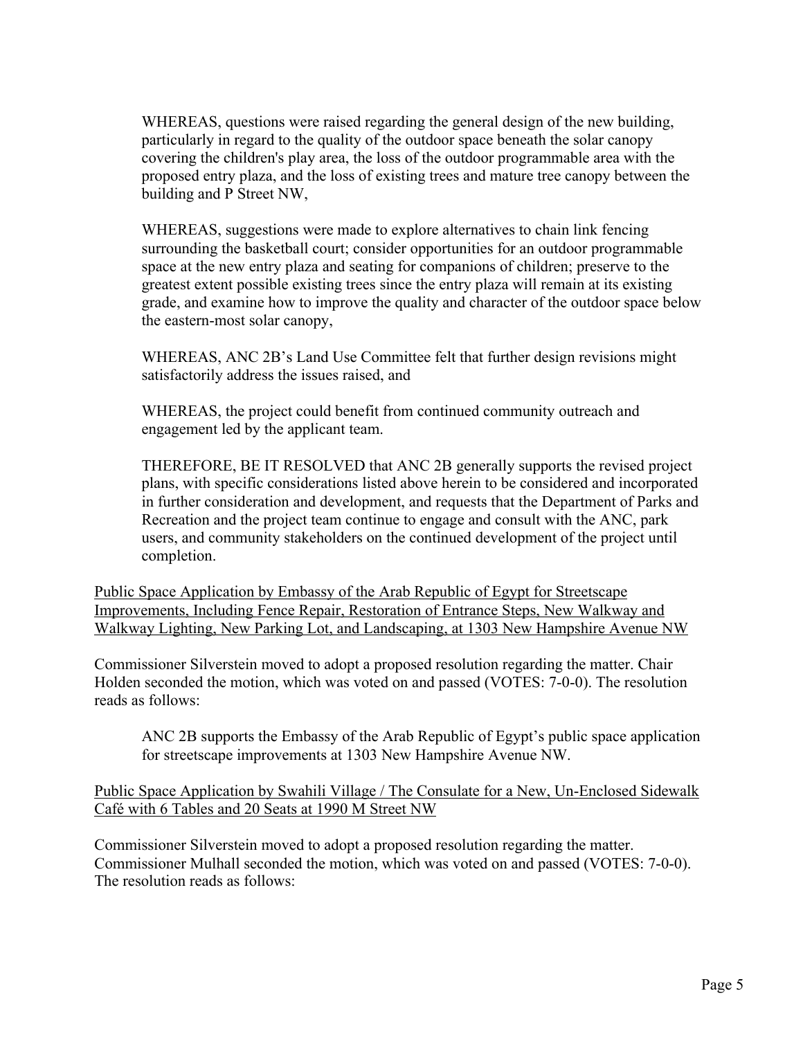WHEREAS, questions were raised regarding the general design of the new building, particularly in regard to the quality of the outdoor space beneath the solar canopy covering the children's play area, the loss of the outdoor programmable area with the proposed entry plaza, and the loss of existing trees and mature tree canopy between the building and P Street NW,

WHEREAS, suggestions were made to explore alternatives to chain link fencing surrounding the basketball court; consider opportunities for an outdoor programmable space at the new entry plaza and seating for companions of children; preserve to the greatest extent possible existing trees since the entry plaza will remain at its existing grade, and examine how to improve the quality and character of the outdoor space below the eastern-most solar canopy,

WHEREAS, ANC 2B's Land Use Committee felt that further design revisions might satisfactorily address the issues raised, and

WHEREAS, the project could benefit from continued community outreach and engagement led by the applicant team.

THEREFORE, BE IT RESOLVED that ANC 2B generally supports the revised project plans, with specific considerations listed above herein to be considered and incorporated in further consideration and development, and requests that the Department of Parks and Recreation and the project team continue to engage and consult with the ANC, park users, and community stakeholders on the continued development of the project until completion.

<u>Public Space Application by Embassy of the Arab Republic of Egypt for Streetscape Improvements, Including Fence Repair, Restoration of Entrance Steps, New Walkway and Walkway Lighting, New Parking Lot, and Landscaping, at 1303 New Hampshire Avenue NW</u>

Commissioner Silverstein moved to adopt a proposed resolution regarding the matter. Chair Holden seconded the motion, which was voted on and passed (VOTES: 7-0-0). The resolution reads as follows:

ANC 2B supports the Embassy of the Arab Republic of Egypt's public space application for streetscape improvements at 1303 New Hampshire Avenue NW.

<u>Public Space Application by Swahili Village / The Consulate for a New, Un-Enclosed Sidewalk Café with 6 Tables and 20 Seats at 1990 M Street NW</u>

Commissioner Silverstein moved to adopt a proposed resolution regarding the matter. Commissioner Mulhall seconded the motion, which was voted on and passed (VOTES: 7-0-0). The resolution reads as follows: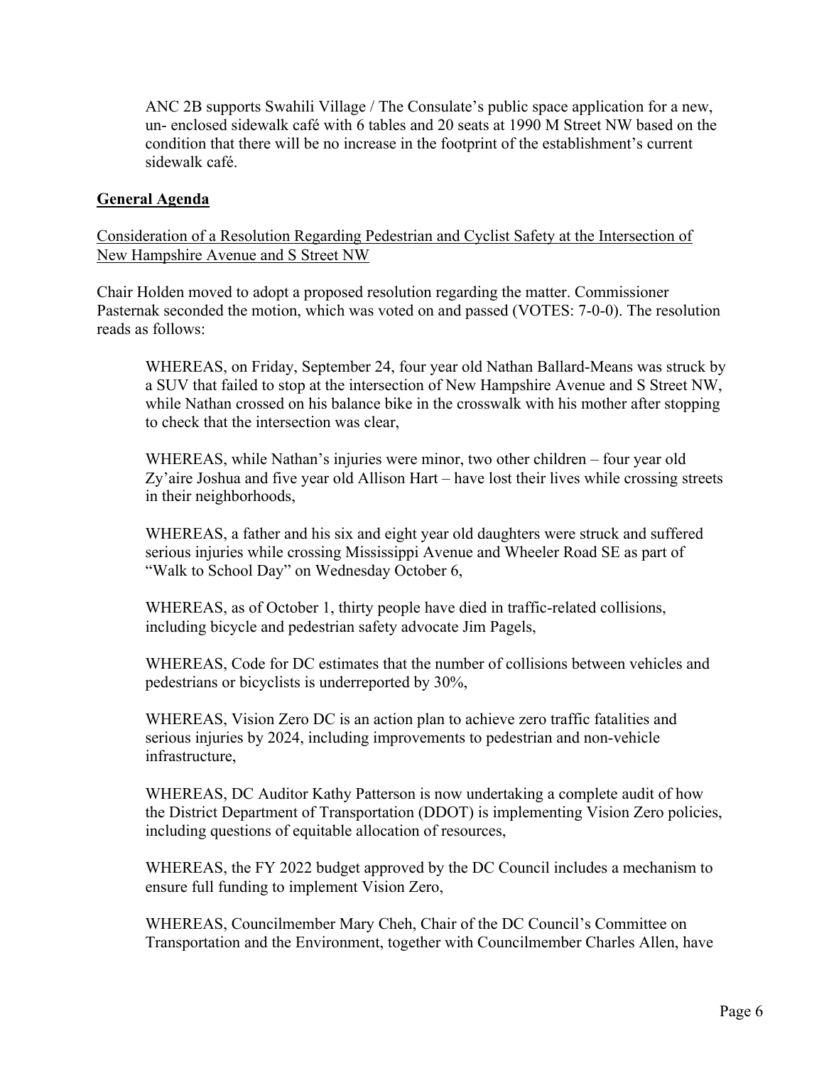ANC 2B supports Swahili Village / The Consulate's public space application for a new, un- enclosed sidewalk café with 6 tables and 20 seats at 1990 M Street NW based on the condition that there will be no increase in the footprint of the establishment's current sidewalk café.

## General Agenda

Consideration of a Resolution Regarding Pedestrian and Cyclist Safety at the Intersection of New Hampshire Avenue and S Street NW

Chair Holden moved to adopt a proposed resolution regarding the matter. Commissioner Pasternak seconded the motion, which was voted on and passed (VOTES: 7-0-0). The resolution reads as follows:

> WHEREAS, on Friday, September 24, four year old Nathan Ballard-Means was struck by a SUV that failed to stop at the intersection of New Hampshire Avenue and S Street NW, while Nathan crossed on his balance bike in the crosswalk with his mother after stopping to check that the intersection was clear,
>
> WHEREAS, while Nathan's injuries were minor, two other children – four year old Zy'aire Joshua and five year old Allison Hart – have lost their lives while crossing streets in their neighborhoods,
>
> WHEREAS, a father and his six and eight year old daughters were struck and suffered serious injuries while crossing Mississippi Avenue and Wheeler Road SE as part of "Walk to School Day" on Wednesday October 6,
>
> WHEREAS, as of October 1, thirty people have died in traffic-related collisions, including bicycle and pedestrian safety advocate Jim Pagels,
>
> WHEREAS, Code for DC estimates that the number of collisions between vehicles and pedestrians or bicyclists is underreported by 30%,
>
> WHEREAS, Vision Zero DC is an action plan to achieve zero traffic fatalities and serious injuries by 2024, including improvements to pedestrian and non-vehicle infrastructure,
>
> WHEREAS, DC Auditor Kathy Patterson is now undertaking a complete audit of how the District Department of Transportation (DDOT) is implementing Vision Zero policies, including questions of equitable allocation of resources,
>
> WHEREAS, the FY 2022 budget approved by the DC Council includes a mechanism to ensure full funding to implement Vision Zero,
>
> WHEREAS, Councilmember Mary Cheh, Chair of the DC Council's Committee on Transportation and the Environment, together with Councilmember Charles Allen, have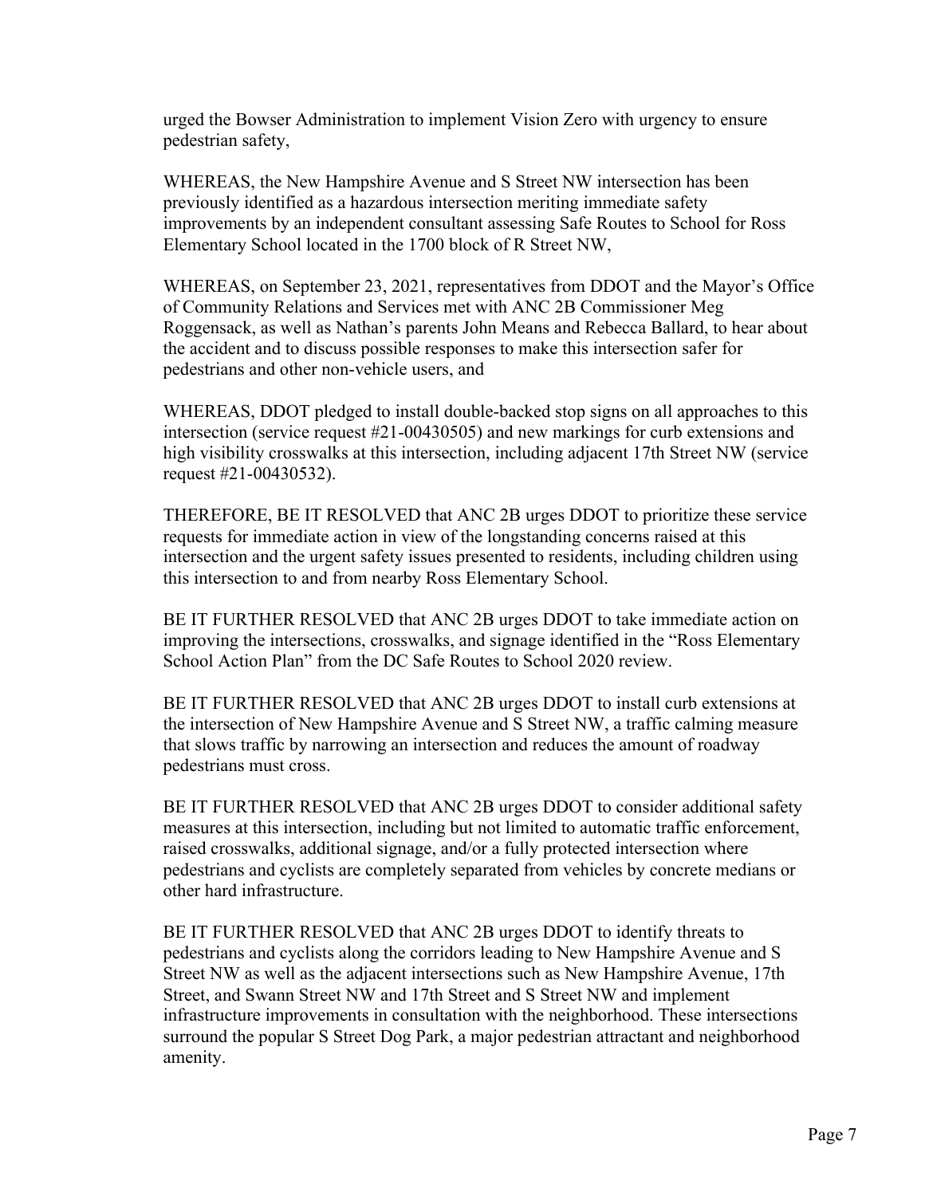urged the Bowser Administration to implement Vision Zero with urgency to ensure pedestrian safety,

WHEREAS, the New Hampshire Avenue and S Street NW intersection has been previously identified as a hazardous intersection meriting immediate safety improvements by an independent consultant assessing Safe Routes to School for Ross Elementary School located in the 1700 block of R Street NW,

WHEREAS, on September 23, 2021, representatives from DDOT and the Mayor's Office of Community Relations and Services met with ANC 2B Commissioner Meg Roggensack, as well as Nathan's parents John Means and Rebecca Ballard, to hear about the accident and to discuss possible responses to make this intersection safer for pedestrians and other non-vehicle users, and

WHEREAS, DDOT pledged to install double-backed stop signs on all approaches to this intersection (service request #21-00430505) and new markings for curb extensions and high visibility crosswalks at this intersection, including adjacent 17th Street NW (service request #21-00430532).

THEREFORE, BE IT RESOLVED that ANC 2B urges DDOT to prioritize these service requests for immediate action in view of the longstanding concerns raised at this intersection and the urgent safety issues presented to residents, including children using this intersection to and from nearby Ross Elementary School.

BE IT FURTHER RESOLVED that ANC 2B urges DDOT to take immediate action on improving the intersections, crosswalks, and signage identified in the "Ross Elementary School Action Plan" from the DC Safe Routes to School 2020 review.

BE IT FURTHER RESOLVED that ANC 2B urges DDOT to install curb extensions at the intersection of New Hampshire Avenue and S Street NW, a traffic calming measure that slows traffic by narrowing an intersection and reduces the amount of roadway pedestrians must cross.

BE IT FURTHER RESOLVED that ANC 2B urges DDOT to consider additional safety measures at this intersection, including but not limited to automatic traffic enforcement, raised crosswalks, additional signage, and/or a fully protected intersection where pedestrians and cyclists are completely separated from vehicles by concrete medians or other hard infrastructure.

BE IT FURTHER RESOLVED that ANC 2B urges DDOT to identify threats to pedestrians and cyclists along the corridors leading to New Hampshire Avenue and S Street NW as well as the adjacent intersections such as New Hampshire Avenue, 17th Street, and Swann Street NW and 17th Street and S Street NW and implement infrastructure improvements in consultation with the neighborhood. These intersections surround the popular S Street Dog Park, a major pedestrian attractant and neighborhood amenity.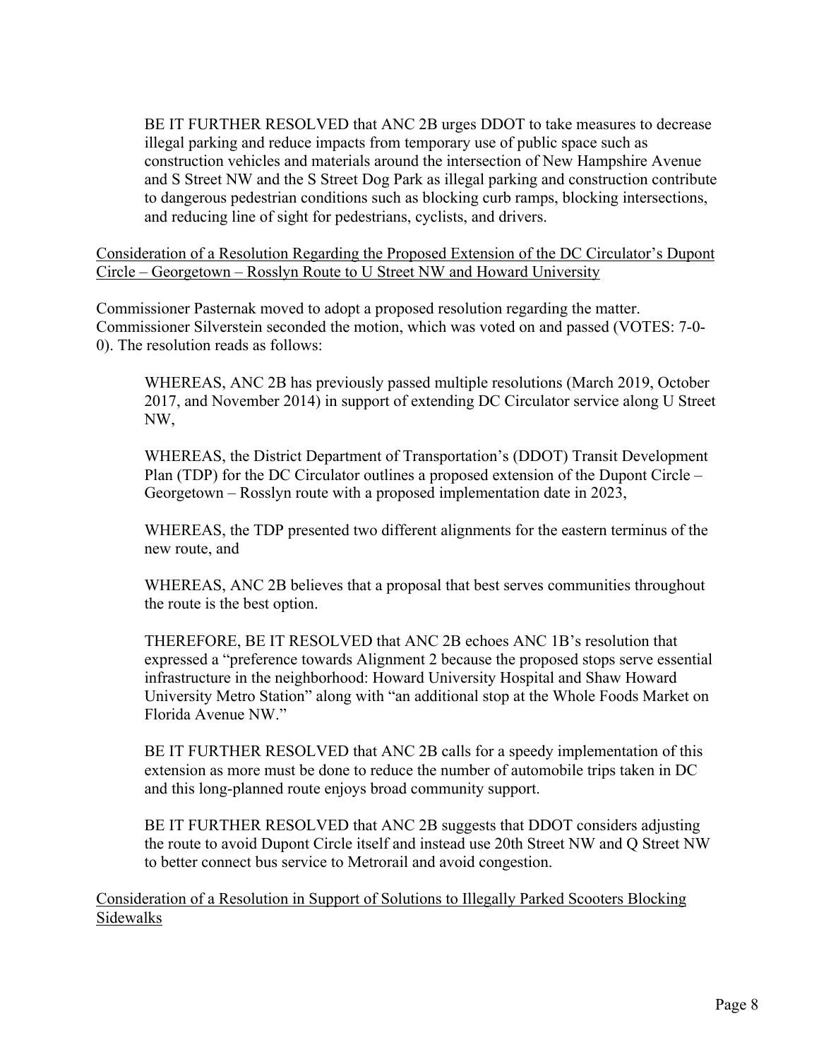BE IT FURTHER RESOLVED that ANC 2B urges DDOT to take measures to decrease illegal parking and reduce impacts from temporary use of public space such as construction vehicles and materials around the intersection of New Hampshire Avenue and S Street NW and the S Street Dog Park as illegal parking and construction contribute to dangerous pedestrian conditions such as blocking curb ramps, blocking intersections, and reducing line of sight for pedestrians, cyclists, and drivers.

<u>Consideration of a Resolution Regarding the Proposed Extension of the DC Circulator's Dupont Circle – Georgetown – Rosslyn Route to U Street NW and Howard University</u>

Commissioner Pasternak moved to adopt a proposed resolution regarding the matter. Commissioner Silverstein seconded the motion, which was voted on and passed (VOTES: 7-0-0). The resolution reads as follows:

> WHEREAS, ANC 2B has previously passed multiple resolutions (March 2019, October 2017, and November 2014) in support of extending DC Circulator service along U Street NW,
>
> WHEREAS, the District Department of Transportation's (DDOT) Transit Development Plan (TDP) for the DC Circulator outlines a proposed extension of the Dupont Circle – Georgetown – Rosslyn route with a proposed implementation date in 2023,
>
> WHEREAS, the TDP presented two different alignments for the eastern terminus of the new route, and
>
> WHEREAS, ANC 2B believes that a proposal that best serves communities throughout the route is the best option.
>
> THEREFORE, BE IT RESOLVED that ANC 2B echoes ANC 1B's resolution that expressed a "preference towards Alignment 2 because the proposed stops serve essential infrastructure in the neighborhood: Howard University Hospital and Shaw Howard University Metro Station" along with "an additional stop at the Whole Foods Market on Florida Avenue NW."
>
> BE IT FURTHER RESOLVED that ANC 2B calls for a speedy implementation of this extension as more must be done to reduce the number of automobile trips taken in DC and this long-planned route enjoys broad community support.
>
> BE IT FURTHER RESOLVED that ANC 2B suggests that DDOT considers adjusting the route to avoid Dupont Circle itself and instead use 20th Street NW and Q Street NW to better connect bus service to Metrorail and avoid congestion.

<u>Consideration of a Resolution in Support of Solutions to Illegally Parked Scooters Blocking Sidewalks</u>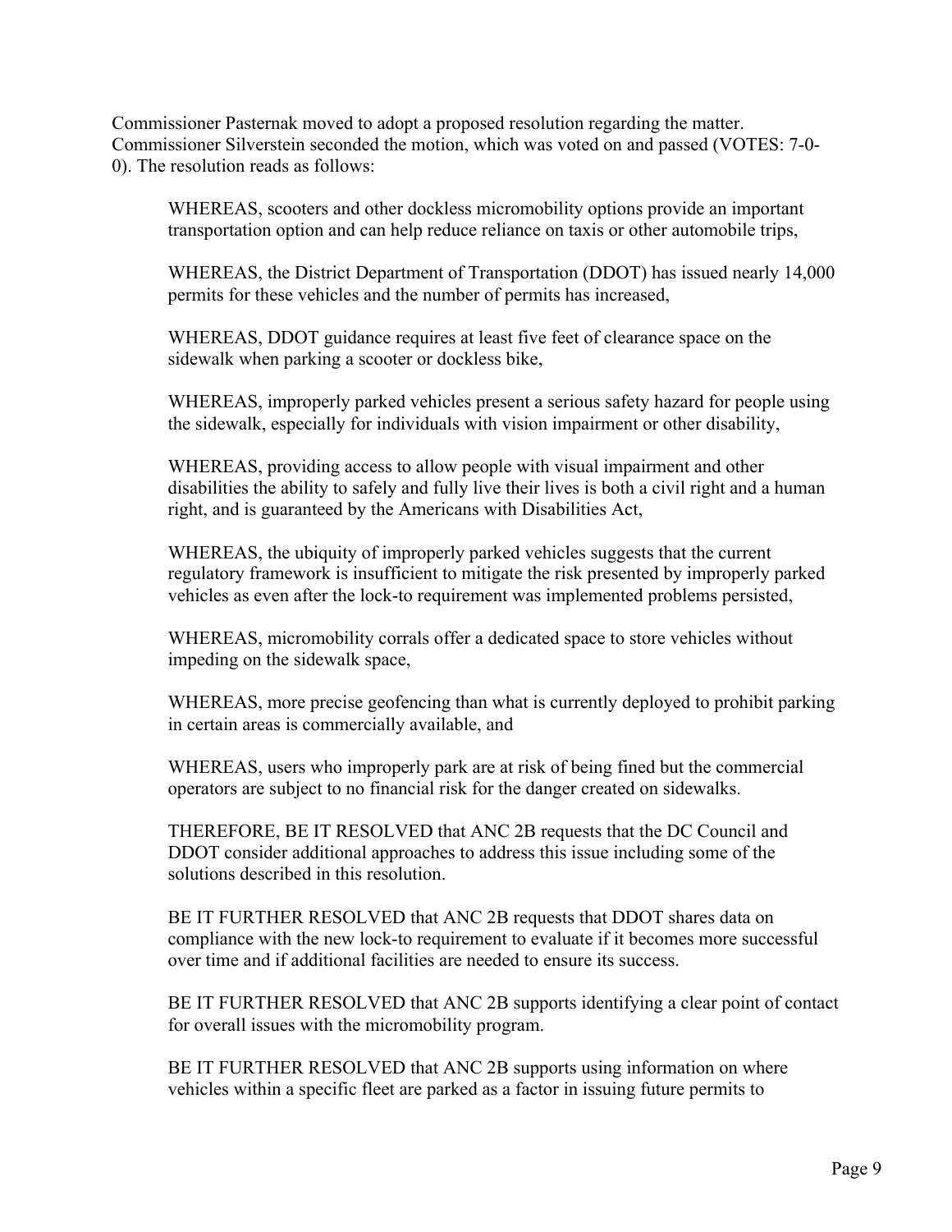Commissioner Pasternak moved to adopt a proposed resolution regarding the matter. Commissioner Silverstein seconded the motion, which was voted on and passed (VOTES: 7-0-0). The resolution reads as follows:

> WHEREAS, scooters and other dockless micromobility options provide an important transportation option and can help reduce reliance on taxis or other automobile trips,
>
> WHEREAS, the District Department of Transportation (DDOT) has issued nearly 14,000 permits for these vehicles and the number of permits has increased,
>
> WHEREAS, DDOT guidance requires at least five feet of clearance space on the sidewalk when parking a scooter or dockless bike,
>
> WHEREAS, improperly parked vehicles present a serious safety hazard for people using the sidewalk, especially for individuals with vision impairment or other disability,
>
> WHEREAS, providing access to allow people with visual impairment and other disabilities the ability to safely and fully live their lives is both a civil right and a human right, and is guaranteed by the Americans with Disabilities Act,
>
> WHEREAS, the ubiquity of improperly parked vehicles suggests that the current regulatory framework is insufficient to mitigate the risk presented by improperly parked vehicles as even after the lock-to requirement was implemented problems persisted,
>
> WHEREAS, micromobility corrals offer a dedicated space to store vehicles without impeding on the sidewalk space,
>
> WHEREAS, more precise geofencing than what is currently deployed to prohibit parking in certain areas is commercially available, and
>
> WHEREAS, users who improperly park are at risk of being fined but the commercial operators are subject to no financial risk for the danger created on sidewalks.
>
> THEREFORE, BE IT RESOLVED that ANC 2B requests that the DC Council and DDOT consider additional approaches to address this issue including some of the solutions described in this resolution.
>
> BE IT FURTHER RESOLVED that ANC 2B requests that DDOT shares data on compliance with the new lock-to requirement to evaluate if it becomes more successful over time and if additional facilities are needed to ensure its success.
>
> BE IT FURTHER RESOLVED that ANC 2B supports identifying a clear point of contact for overall issues with the micromobility program.
>
> BE IT FURTHER RESOLVED that ANC 2B supports using information on where vehicles within a specific fleet are parked as a factor in issuing future permits to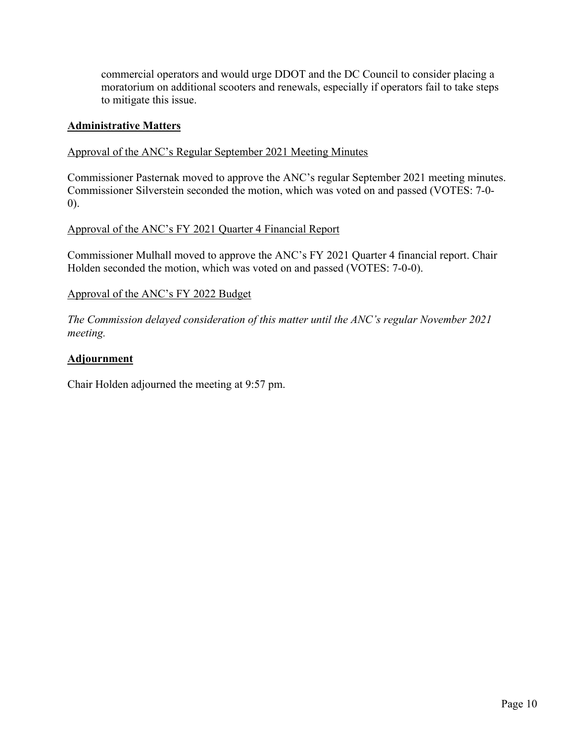commercial operators and would urge DDOT and the DC Council to consider placing a moratorium on additional scooters and renewals, especially if operators fail to take steps to mitigate this issue.

## Administrative Matters

Approval of the ANC's Regular September 2021 Meeting Minutes

Commissioner Pasternak moved to approve the ANC's regular September 2021 meeting minutes. Commissioner Silverstein seconded the motion, which was voted on and passed (VOTES: 7-0-0).

Approval of the ANC's FY 2021 Quarter 4 Financial Report

Commissioner Mulhall moved to approve the ANC's FY 2021 Quarter 4 financial report. Chair Holden seconded the motion, which was voted on and passed (VOTES: 7-0-0).

Approval of the ANC's FY 2022 Budget

*The Commission delayed consideration of this matter until the ANC's regular November 2021 meeting.*

## Adjournment

Chair Holden adjourned the meeting at 9:57 pm.